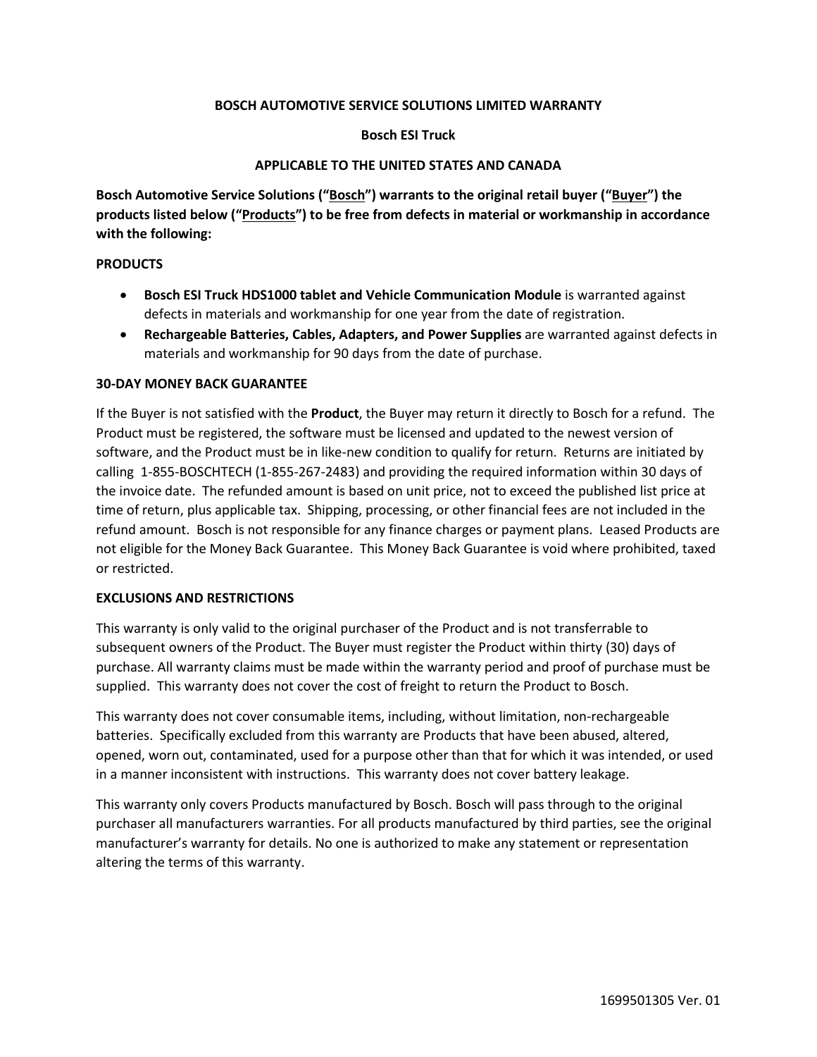# BOSCH AUTOMOTIVE SERVICE SOLUTIONS LIMITED WARRANTY

## Bosch ESI Truck

## APPLICABLE TO THE UNITED STATES AND CANADA

**Bosch Automotive Service Solutions ("Bosch") warrants to the original retail buyer ("Buyer") the products listed below ("Products") to be free from defects in material or workmanship in accordance with the following:**

**PRODUCTS**

- **Bosch ESI Truck HDS1000 tablet and Vehicle Communication Module** is warranted against defects in materials and workmanship for one year from the date of registration.
- **Rechargeable Batteries, Cables, Adapters, and Power Supplies** are warranted against defects in materials and workmanship for 90 days from the date of purchase.

**30-DAY MONEY BACK GUARANTEE**

If the Buyer is not satisfied with the **Product**, the Buyer may return it directly to Bosch for a refund. The Product must be registered, the software must be licensed and updated to the newest version of software, and the Product must be in like-new condition to qualify for return. Returns are initiated by calling 1-855-BOSCHTECH (1-855-267-2483) and providing the required information within 30 days of the invoice date. The refunded amount is based on unit price, not to exceed the published list price at time of return, plus applicable tax. Shipping, processing, or other financial fees are not included in the refund amount. Bosch is not responsible for any finance charges or payment plans. Leased Products are not eligible for the Money Back Guarantee. This Money Back Guarantee is void where prohibited, taxed or restricted.

**EXCLUSIONS AND RESTRICTIONS**

This warranty is only valid to the original purchaser of the Product and is not transferrable to subsequent owners of the Product. The Buyer must register the Product within thirty (30) days of purchase. All warranty claims must be made within the warranty period and proof of purchase must be supplied. This warranty does not cover the cost of freight to return the Product to Bosch.

This warranty does not cover consumable items, including, without limitation, non-rechargeable batteries. Specifically excluded from this warranty are Products that have been abused, altered, opened, worn out, contaminated, used for a purpose other than that for which it was intended, or used in a manner inconsistent with instructions. This warranty does not cover battery leakage.

This warranty only covers Products manufactured by Bosch. Bosch will pass through to the original purchaser all manufacturers warranties. For all products manufactured by third parties, see the original manufacturer's warranty for details. No one is authorized to make any statement or representation altering the terms of this warranty.

1699501305 Ver. 01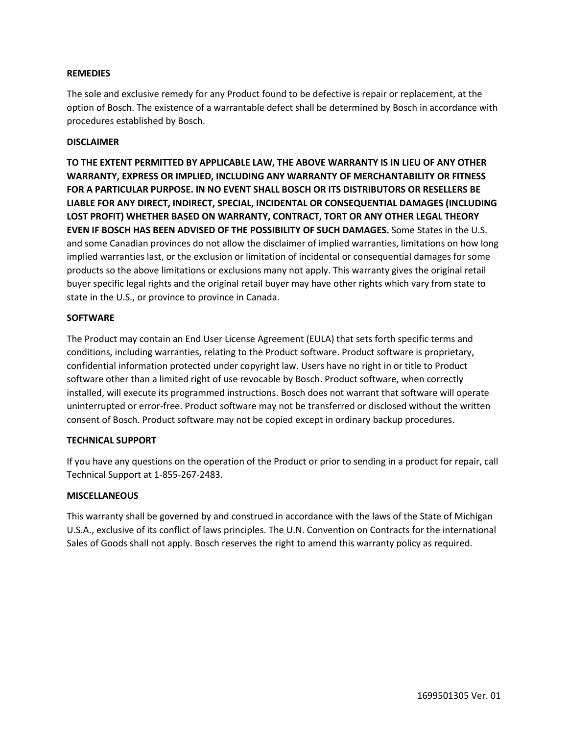**REMEDIES**

The sole and exclusive remedy for any Product found to be defective is repair or replacement, at the option of Bosch. The existence of a warrantable defect shall be determined by Bosch in accordance with procedures established by Bosch.

**DISCLAIMER**

**TO THE EXTENT PERMITTED BY APPLICABLE LAW, THE ABOVE WARRANTY IS IN LIEU OF ANY OTHER WARRANTY, EXPRESS OR IMPLIED, INCLUDING ANY WARRANTY OF MERCHANTABILITY OR FITNESS FOR A PARTICULAR PURPOSE. IN NO EVENT SHALL BOSCH OR ITS DISTRIBUTORS OR RESELLERS BE LIABLE FOR ANY DIRECT, INDIRECT, SPECIAL, INCIDENTAL OR CONSEQUENTIAL DAMAGES (INCLUDING LOST PROFIT) WHETHER BASED ON WARRANTY, CONTRACT, TORT OR ANY OTHER LEGAL THEORY EVEN IF BOSCH HAS BEEN ADVISED OF THE POSSIBILITY OF SUCH DAMAGES.** Some States in the U.S. and some Canadian provinces do not allow the disclaimer of implied warranties, limitations on how long implied warranties last, or the exclusion or limitation of incidental or consequential damages for some products so the above limitations or exclusions many not apply. This warranty gives the original retail buyer specific legal rights and the original retail buyer may have other rights which vary from state to state in the U.S., or province to province in Canada.

**SOFTWARE**

The Product may contain an End User License Agreement (EULA) that sets forth specific terms and conditions, including warranties, relating to the Product software. Product software is proprietary, confidential information protected under copyright law. Users have no right in or title to Product software other than a limited right of use revocable by Bosch. Product software, when correctly installed, will execute its programmed instructions. Bosch does not warrant that software will operate uninterrupted or error-free. Product software may not be transferred or disclosed without the written consent of Bosch. Product software may not be copied except in ordinary backup procedures.

**TECHNICAL SUPPORT**

If you have any questions on the operation of the Product or prior to sending in a product for repair, call Technical Support at 1-855-267-2483.

**MISCELLANEOUS**

This warranty shall be governed by and construed in accordance with the laws of the State of Michigan U.S.A., exclusive of its conflict of laws principles. The U.N. Convention on Contracts for the international Sales of Goods shall not apply. Bosch reserves the right to amend this warranty policy as required.

1699501305 Ver. 01